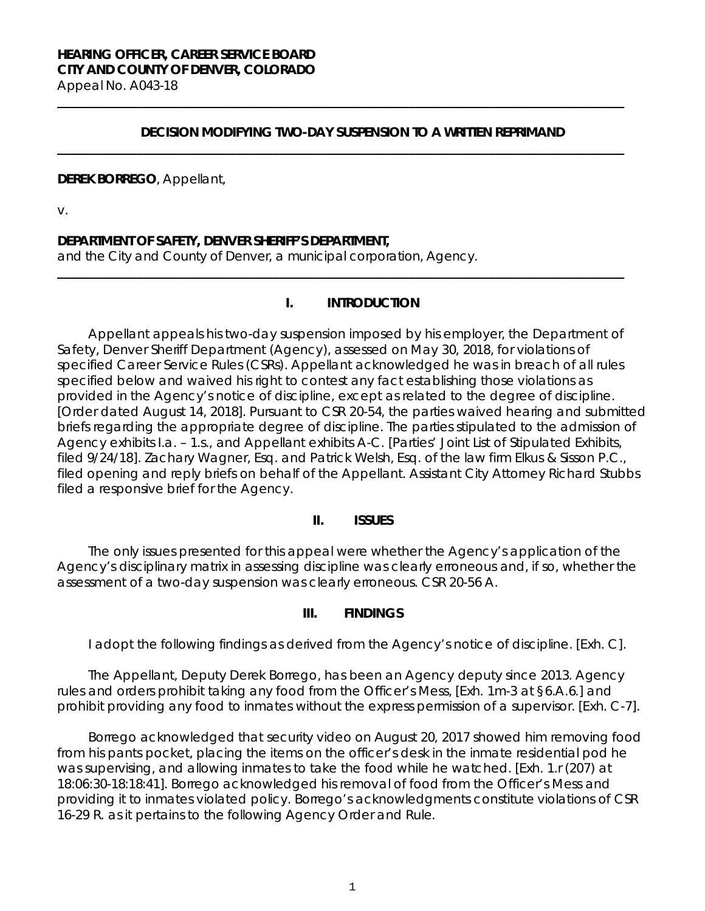**HEARING OFFICER, CAREER SERVICE BOARD**
**CITY AND COUNTY OF DENVER, COLORADO**
Appeal No. A043-18

---

**DECISION MODIFYING TWO-DAY SUSPENSION TO A WRITTEN REPRIMAND**

---

**DEREK BORREGO**, Appellant,

v.

**DEPARTMENT OF SAFETY, DENVER SHERIFF'S DEPARTMENT,**
and the City and County of Denver, a municipal corporation, Agency.

---

## I. INTRODUCTION

Appellant appeals his two-day suspension imposed by his employer, the Department of Safety, Denver Sheriff Department (Agency), assessed on May 30, 2018, for violations of specified Career Service Rules (CSRs). Appellant acknowledged he was in breach of all rules specified below and waived his right to contest any fact establishing those violations as provided in the Agency's notice of discipline, except as related to the degree of discipline. [Order dated August 14, 2018]. Pursuant to CSR 20-54, the parties waived hearing and submitted briefs regarding the appropriate degree of discipline. The parties stipulated to the admission of Agency exhibits I.a. – 1.s., and Appellant exhibits A-C. [Parties' Joint List of Stipulated Exhibits, filed 9/24/18]. Zachary Wagner, Esq. and Patrick Welsh, Esq. of the law firm Elkus & Sisson P.C., filed opening and reply briefs on behalf of the Appellant. Assistant City Attorney Richard Stubbs filed a responsive brief for the Agency.

## II. ISSUES

The only issues presented for this appeal were whether the Agency's application of the Agency's disciplinary matrix in assessing discipline was clearly erroneous and, if so, whether the assessment of a two-day suspension was clearly erroneous. CSR 20-56 A.

## III. FINDINGS

I adopt the following findings as derived from the Agency's notice of discipline. [Exh. C].

The Appellant, Deputy Derek Borrego, has been an Agency deputy since 2013. Agency rules and orders prohibit taking any food from the Officer's Mess, [Exh. 1m-3 at §6.A.6.] and prohibit providing any food to inmates without the express permission of a supervisor. [Exh. C-7].

Borrego acknowledged that security video on August 20, 2017 showed him removing food from his pants pocket, placing the items on the officer's desk in the inmate residential pod he was supervising, and allowing inmates to take the food while he watched. [Exh. 1.r (207) at 18:06:30-18:18:41]. Borrego acknowledged his removal of food from the Officer's Mess and providing it to inmates violated policy. Borrego's acknowledgments constitute violations of CSR 16-29 R. as it pertains to the following Agency Order and Rule.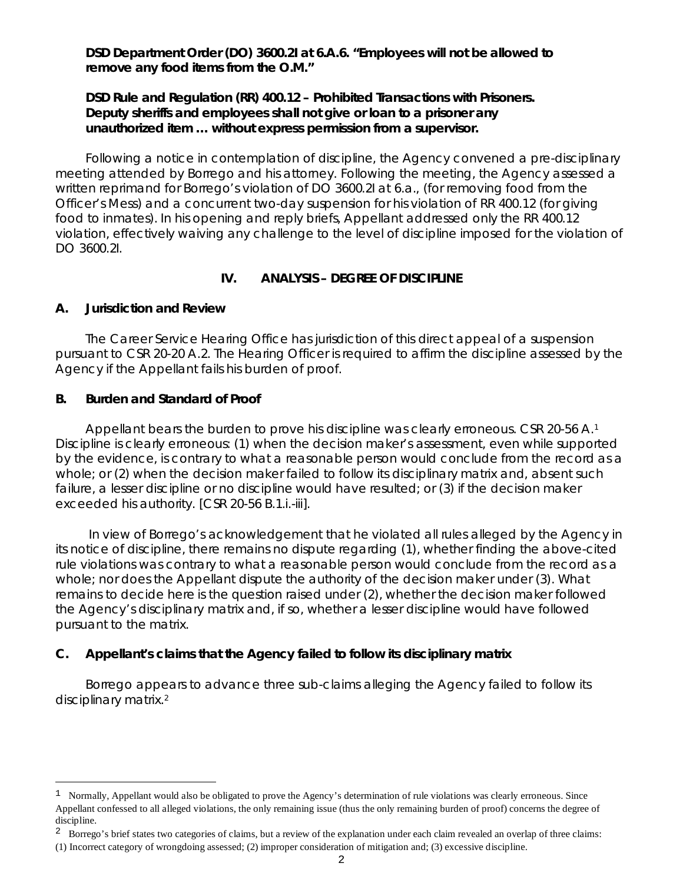**DSD Department Order (DO) 3600.2I at 6.A.6. "Employees will not be allowed to remove any food items from the O.M."**

**DSD Rule and Regulation (RR) 400.12 – Prohibited Transactions with Prisoners. Deputy sheriffs and employees shall not give or loan to a prisoner any unauthorized item … without express permission from a supervisor.**

Following a notice in contemplation of discipline, the Agency convened a pre-disciplinary meeting attended by Borrego and his attorney. Following the meeting, the Agency assessed a written reprimand for Borrego's violation of DO 3600.2I at 6.a., (for removing food from the Officer's Mess) and a concurrent two-day suspension for his violation of RR 400.12 (for giving food to inmates). In his opening and reply briefs, Appellant addressed only the RR 400.12 violation, effectively waiving any challenge to the level of discipline imposed for the violation of DO 3600.2I.

## IV. ANALYSIS – DEGREE OF DISCIPLINE

### A. Jurisdiction and Review

The Career Service Hearing Office has jurisdiction of this direct appeal of a suspension pursuant to CSR 20-20 A.2. The Hearing Officer is required to affirm the discipline assessed by the Agency if the Appellant fails his burden of proof.

### B. Burden and Standard of Proof

Appellant bears the burden to prove his discipline was clearly erroneous. CSR 20-56 A.[1] Discipline is clearly erroneous: (1) when the decision maker's assessment, even while supported by the evidence, is contrary to what a reasonable person would conclude from the record as a whole; or (2) when the decision maker failed to follow its disciplinary matrix and, absent such failure, a lesser discipline or no discipline would have resulted; or (3) if the decision maker exceeded his authority. [CSR 20-56 B.1.i.-iii].

In view of Borrego's acknowledgement that he violated all rules alleged by the Agency in its notice of discipline, there remains no dispute regarding (1), whether finding the above-cited rule violations was contrary to what a reasonable person would conclude from the record as a whole; nor does the Appellant dispute the authority of the decision maker under (3). What remains to decide here is the question raised under (2), whether the decision maker followed the Agency's disciplinary matrix and, if so, whether a lesser discipline would have followed pursuant to the matrix.

### C. Appellant's claims that the Agency failed to follow its disciplinary matrix

Borrego appears to advance three sub-claims alleging the Agency failed to follow its disciplinary matrix.[2]

---

[1] Normally, Appellant would also be obligated to prove the Agency's determination of rule violations was clearly erroneous. Since Appellant confessed to all alleged violations, the only remaining issue (thus the only remaining burden of proof) concerns the degree of discipline.

[2] Borrego's brief states two categories of claims, but a review of the explanation under each claim revealed an overlap of three claims: (1) Incorrect category of wrongdoing assessed; (2) improper consideration of mitigation and; (3) excessive discipline.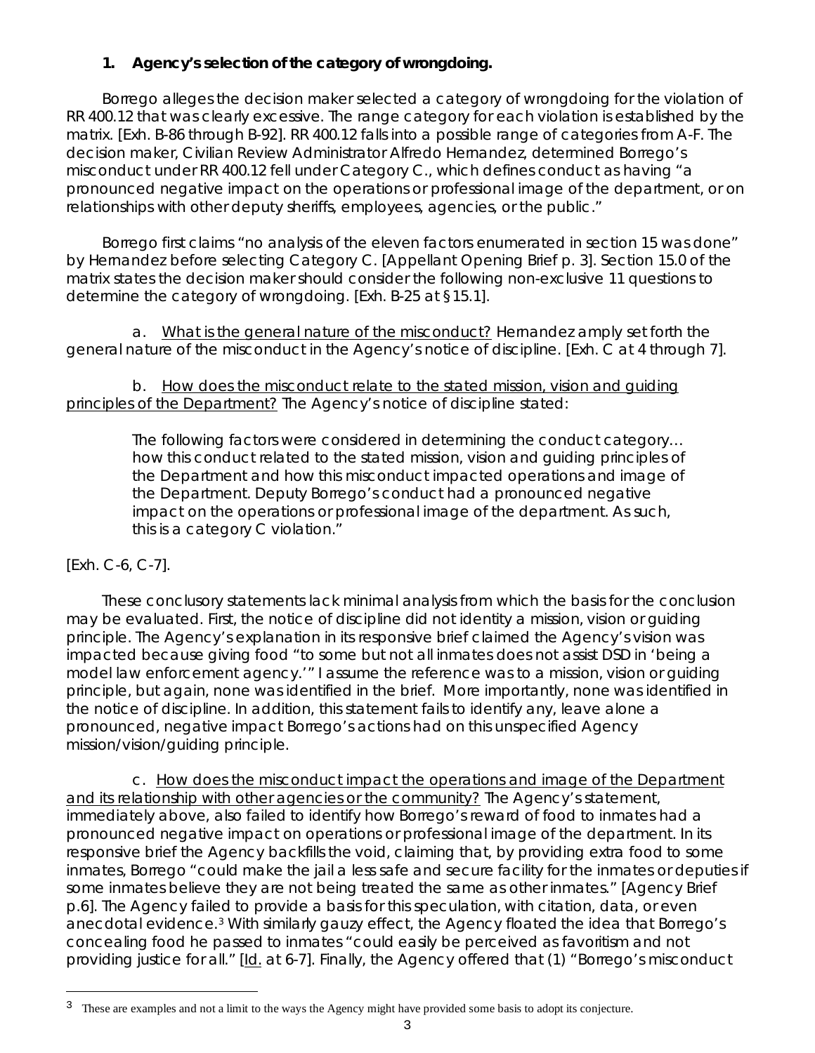### 1. Agency's selection of the category of wrongdoing.

Borrego alleges the decision maker selected a category of wrongdoing for the violation of RR 400.12 that was clearly excessive. The range category for each violation is established by the matrix. [Exh. B-86 through B-92]. RR 400.12 falls into a possible range of categories from A-F. The decision maker, Civilian Review Administrator Alfredo Hernandez, determined Borrego's misconduct under RR 400.12 fell under Category C., which defines conduct as having "a pronounced negative impact on the operations or professional image of the department, or on relationships with other deputy sheriffs, employees, agencies, or the public."

Borrego first claims "no analysis of the eleven factors enumerated in section 15 was done" by Hernandez before selecting Category C. [Appellant Opening Brief p. 3]. Section 15.0 of the matrix states the decision maker should consider the following non-exclusive 11 questions to determine the category of wrongdoing. [Exh. B-25 at § 15.1].

a. What is the general nature of the misconduct? Hernandez amply set forth the general nature of the misconduct in the Agency's notice of discipline. [Exh. C at 4 through 7].

b. How does the misconduct relate to the stated mission, vision and guiding principles of the Department? The Agency's notice of discipline stated:

> The following factors were considered in determining the conduct category… how this conduct related to the stated mission, vision and guiding principles of the Department and how this misconduct impacted operations and image of the Department. Deputy Borrego's conduct had a pronounced negative impact on the operations or professional image of the department. As such, this is a category C violation."

[Exh. C-6, C-7].

These conclusory statements lack minimal analysis from which the basis for the conclusion may be evaluated. First, the notice of discipline did not identity a mission, vision or guiding principle. The Agency's explanation in its responsive brief claimed the Agency's vision was impacted because giving food "to some but not all inmates does not assist DSD in 'being a model law enforcement agency.'" I assume the reference was to a mission, vision or guiding principle, but again, none was identified in the brief. More importantly, none was identified in the notice of discipline. In addition, this statement fails to identify any, leave alone a pronounced, negative impact Borrego's actions had on this unspecified Agency mission/vision/guiding principle.

c. How does the misconduct impact the operations and image of the Department and its relationship with other agencies or the community? The Agency's statement, immediately above, also failed to identify how Borrego's reward of food to inmates had a pronounced negative impact on operations or professional image of the department. In its responsive brief the Agency backfills the void, claiming that, by providing extra food to some inmates, Borrego "could make the jail a less safe and secure facility for the inmates or deputies if some inmates believe they are not being treated the same as other inmates." [Agency Brief p.6]. The Agency failed to provide a basis for this speculation, with citation, data, or even anecdotal evidence.[3] With similarly gauzy effect, the Agency floated the idea that Borrego's concealing food he passed to inmates "could easily be perceived as favoritism and not providing justice for all." [Id. at 6-7]. Finally, the Agency offered that (1) "Borrego's misconduct

---

[3] These are examples and not a limit to the ways the Agency might have provided some basis to adopt its conjecture.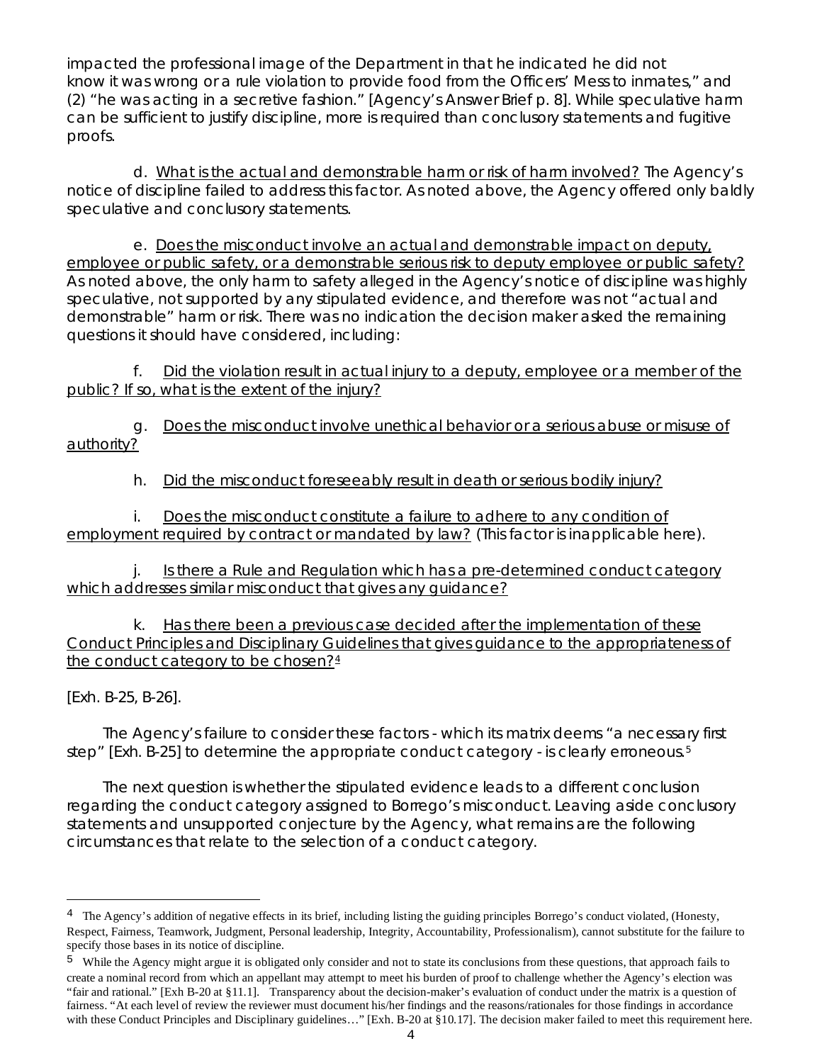impacted the professional image of the Department in that he indicated he did not know it was wrong or a rule violation to provide food from the Officers' Mess to inmates," and (2) "he was acting in a secretive fashion." [Agency's Answer Brief p. 8]. While speculative harm can be sufficient to justify discipline, more is required than conclusory statements and fugitive proofs.

d. What is the actual and demonstrable harm or risk of harm involved? The Agency's notice of discipline failed to address this factor. As noted above, the Agency offered only baldly speculative and conclusory statements.

e. Does the misconduct involve an actual and demonstrable impact on deputy, employee or public safety, or a demonstrable serious risk to deputy employee or public safety? As noted above, the only harm to safety alleged in the Agency's notice of discipline was highly speculative, not supported by any stipulated evidence, and therefore was not "actual and demonstrable" harm or risk. There was no indication the decision maker asked the remaining questions it should have considered, including:

f. Did the violation result in actual injury to a deputy, employee or a member of the public? If so, what is the extent of the injury?

g. Does the misconduct involve unethical behavior or a serious abuse or misuse of authority?

h. Did the misconduct foreseeably result in death or serious bodily injury?

i. Does the misconduct constitute a failure to adhere to any condition of employment required by contract or mandated by law? (This factor is inapplicable here).

j. Is there a Rule and Regulation which has a pre-determined conduct category which addresses similar misconduct that gives any guidance?

k. Has there been a previous case decided after the implementation of these Conduct Principles and Disciplinary Guidelines that gives guidance to the appropriateness of the conduct category to be chosen?[4]

[Exh. B-25, B-26].

The Agency's failure to consider these factors - which its matrix deems "a necessary first step" [Exh. B-25] to determine the appropriate conduct category - is clearly erroneous.[5]

The next question is whether the stipulated evidence leads to a different conclusion regarding the conduct category assigned to Borrego's misconduct. Leaving aside conclusory statements and unsupported conjecture by the Agency, what remains are the following circumstances that relate to the selection of a conduct category.

---

[4] The Agency's addition of negative effects in its brief, including listing the guiding principles Borrego's conduct violated, (Honesty, Respect, Fairness, Teamwork, Judgment, Personal leadership, Integrity, Accountability, Professionalism), cannot substitute for the failure to specify those bases in its notice of discipline.

[5] While the Agency might argue it is obligated only consider and not to state its conclusions from these questions, that approach fails to create a nominal record from which an appellant may attempt to meet his burden of proof to challenge whether the Agency's election was "fair and rational." [Exh B-20 at §11.1]. Transparency about the decision-maker's evaluation of conduct under the matrix is a question of fairness. "At each level of review the reviewer must document his/her findings and the reasons/rationales for those findings in accordance with these Conduct Principles and Disciplinary guidelines…" [Exh. B-20 at §10.17]. The decision maker failed to meet this requirement here.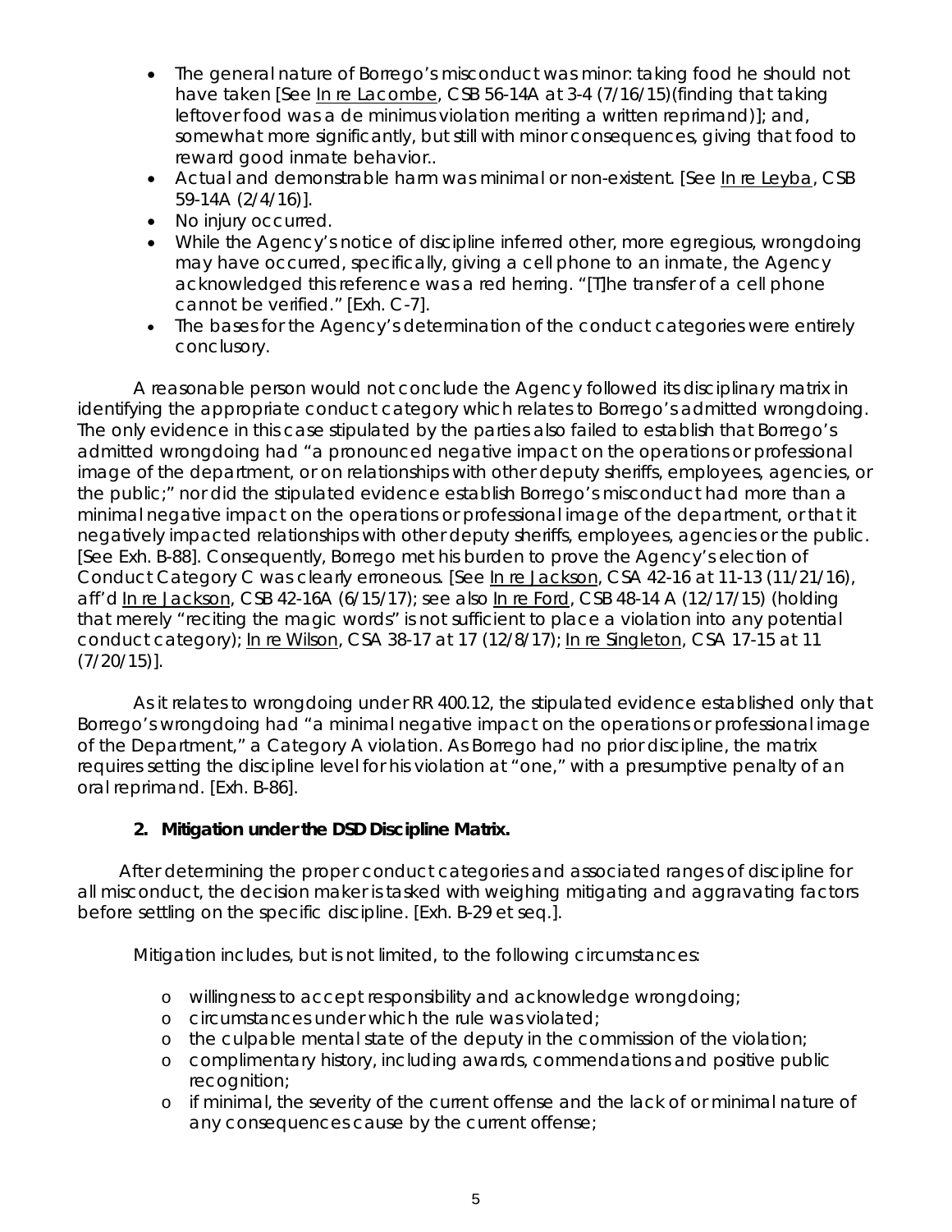- The general nature of Borrego's misconduct was minor: taking food he should not have taken [See In re Lacombe, CSB 56-14A at 3-4 (7/16/15)(finding that taking leftover food was a de minimus violation meriting a written reprimand)]; and, somewhat more significantly, but still with minor consequences, giving that food to reward good inmate behavior..
- Actual and demonstrable harm was minimal or non-existent. [See In re Leyba, CSB 59-14A (2/4/16)].
- No injury occurred.
- While the Agency's notice of discipline inferred other, more egregious, wrongdoing may have occurred, specifically, giving a cell phone to an inmate, the Agency acknowledged this reference was a red herring. "[T]he transfer of a cell phone cannot be verified." [Exh. C-7].
- The bases for the Agency's determination of the conduct categories were entirely conclusory.

A reasonable person would not conclude the Agency followed its disciplinary matrix in identifying the appropriate conduct category which relates to Borrego's admitted wrongdoing. The only evidence in this case stipulated by the parties also failed to establish that Borrego's admitted wrongdoing had "a pronounced negative impact on the operations or professional image of the department, or on relationships with other deputy sheriffs, employees, agencies, or the public;" nor did the stipulated evidence establish Borrego's misconduct had more than a minimal negative impact on the operations or professional image of the department, or that it negatively impacted relationships with other deputy sheriffs, employees, agencies or the public. [See Exh. B-88]. Consequently, Borrego met his burden to prove the Agency's election of Conduct Category C was clearly erroneous. [See In re Jackson, CSA 42-16 at 11-13 (11/21/16), aff'd In re Jackson, CSB 42-16A (6/15/17); see also In re Ford, CSB 48-14 A (12/17/15) (holding that merely "reciting the magic words" is not sufficient to place a violation into any potential conduct category); In re Wilson, CSA 38-17 at 17 (12/8/17); In re Singleton, CSA 17-15 at 11 (7/20/15)].

As it relates to wrongdoing under RR 400.12, the stipulated evidence established only that Borrego's wrongdoing had "a minimal negative impact on the operations or professional image of the Department," a Category A violation. As Borrego had no prior discipline, the matrix requires setting the discipline level for his violation at "one," with a presumptive penalty of an oral reprimand. [Exh. B-86].

**2. Mitigation under the DSD Discipline Matrix.**

After determining the proper conduct categories and associated ranges of discipline for all misconduct, the decision maker is tasked with weighing mitigating and aggravating factors before settling on the specific discipline. [Exh. B-29 et seq.].

Mitigation includes, but is not limited, to the following circumstances:

- willingness to accept responsibility and acknowledge wrongdoing;
- circumstances under which the rule was violated;
- the culpable mental state of the deputy in the commission of the violation;
- complimentary history, including awards, commendations and positive public recognition;
- if minimal, the severity of the current offense and the lack of or minimal nature of any consequences cause by the current offense;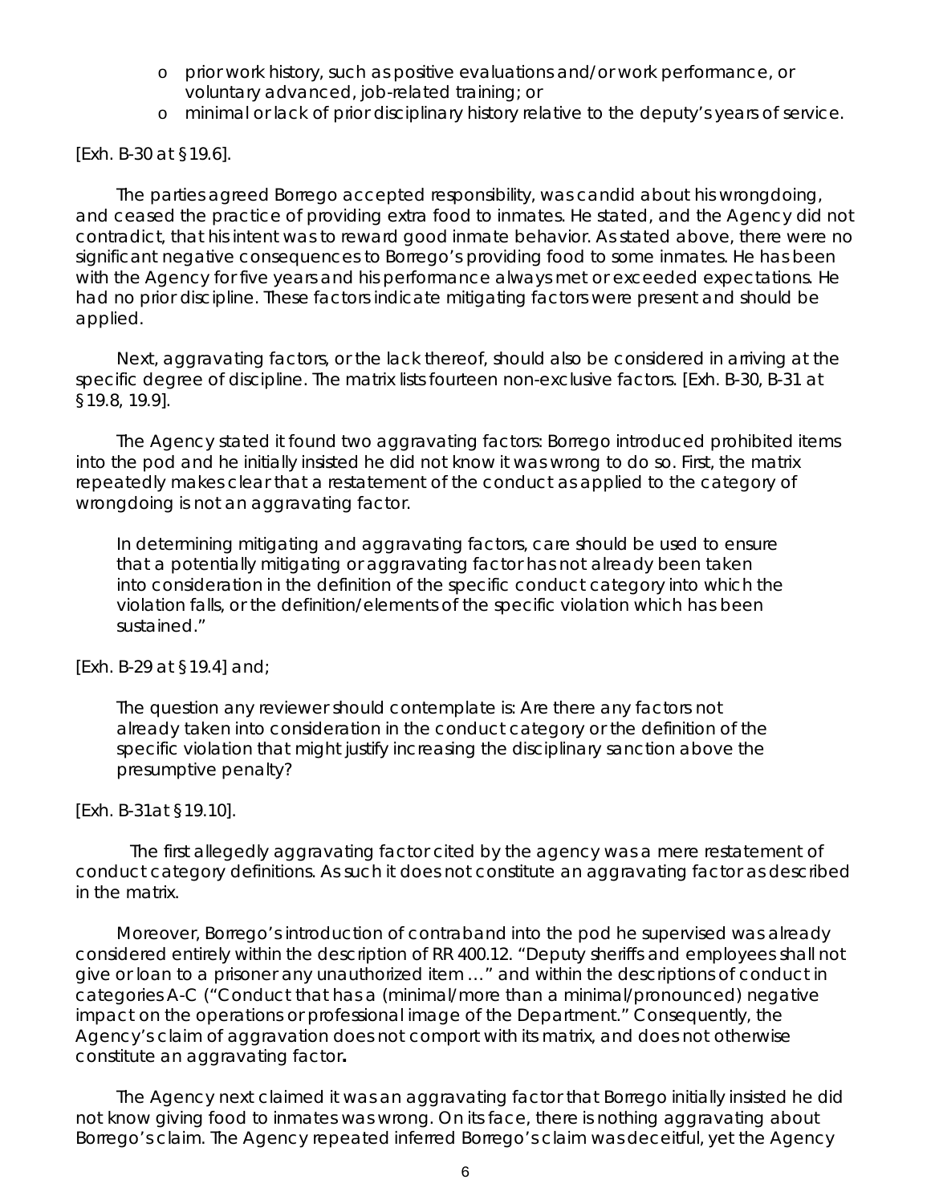- prior work history, such as positive evaluations and/or work performance, or voluntary advanced, job-related training; or
- minimal or lack of prior disciplinary history relative to the deputy's years of service.

[Exh. B-30 at §19.6].

The parties agreed Borrego accepted responsibility, was candid about his wrongdoing, and ceased the practice of providing extra food to inmates. He stated, and the Agency did not contradict, that his intent was to reward good inmate behavior. As stated above, there were no significant negative consequences to Borrego's providing food to some inmates. He has been with the Agency for five years and his performance always met or exceeded expectations. He had no prior discipline. These factors indicate mitigating factors were present and should be applied.

Next, aggravating factors, or the lack thereof, should also be considered in arriving at the specific degree of discipline. The matrix lists fourteen non-exclusive factors. [Exh. B-30, B-31 at §19.8, 19.9].

The Agency stated it found two aggravating factors: Borrego introduced prohibited items into the pod and he initially insisted he did not know it was wrong to do so. First, the matrix repeatedly makes clear that a restatement of the conduct as applied to the category of wrongdoing is not an aggravating factor.

> In determining mitigating and aggravating factors, care should be used to ensure that a potentially mitigating or aggravating factor has not already been taken into consideration in the definition of the specific conduct category into which the violation falls, or the definition/elements of the specific violation which has been sustained."

[Exh. B-29 at §19.4] and;

> The question any reviewer should contemplate is: Are there any factors not already taken into consideration in the conduct category or the definition of the specific violation that might justify increasing the disciplinary sanction above the presumptive penalty?

[Exh. B-31at §19.10].

The first allegedly aggravating factor cited by the agency was a mere restatement of conduct category definitions. As such it does not constitute an aggravating factor as described in the matrix.

Moreover, Borrego's introduction of contraband into the pod he supervised was already considered entirely within the description of RR 400.12. "Deputy sheriffs and employees shall not give or loan to a prisoner any unauthorized item …" and within the descriptions of conduct in categories A-C ("Conduct that has a (minimal/more than a minimal/pronounced) negative impact on the operations or professional image of the Department." Consequently, the Agency's claim of aggravation does not comport with its matrix, and does not otherwise constitute an aggravating factor**.**

The Agency next claimed it was an aggravating factor that Borrego initially insisted he did not know giving food to inmates was wrong. On its face, there is nothing aggravating about Borrego's claim. The Agency repeated inferred Borrego's claim was deceitful, yet the Agency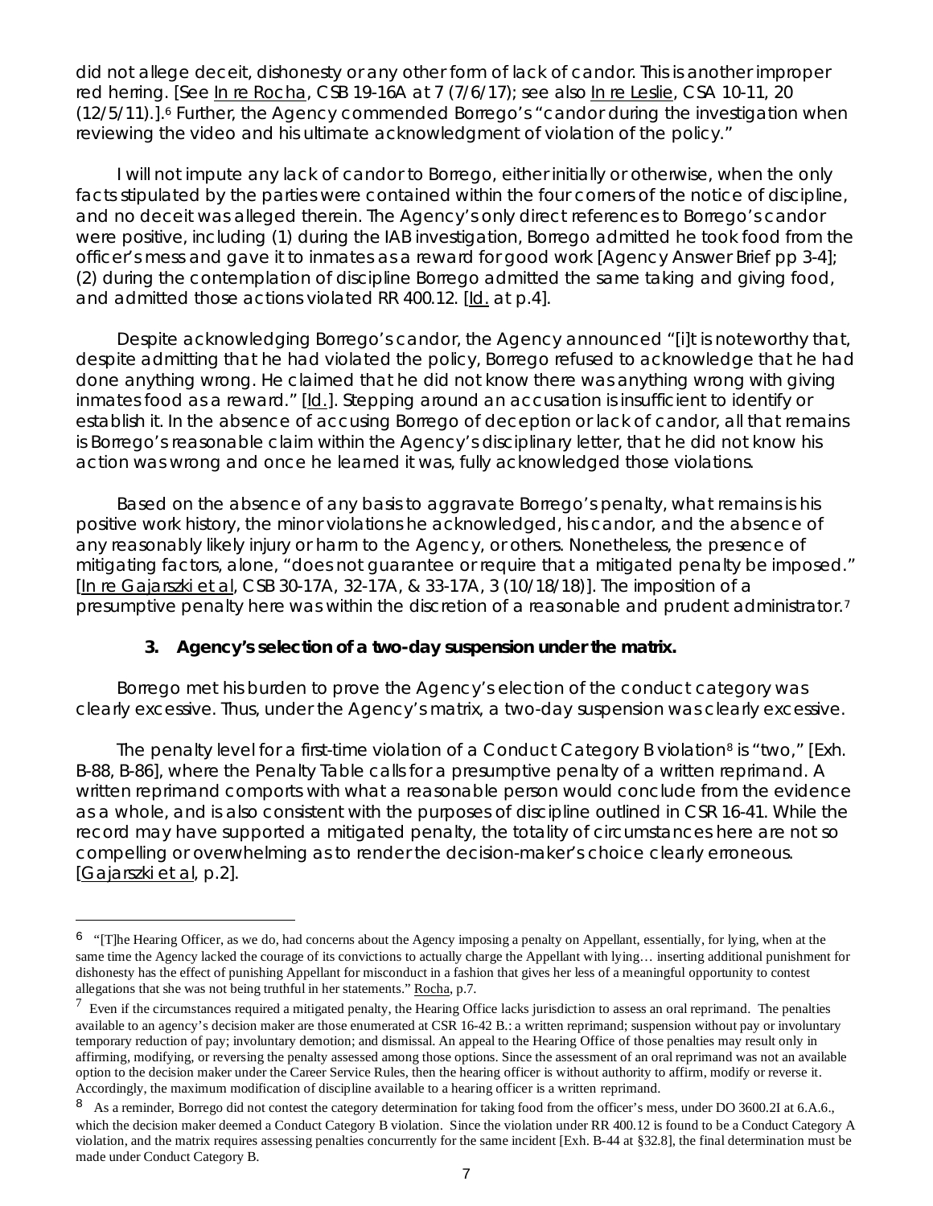did not allege deceit, dishonesty or any other form of lack of candor. This is another improper red herring. [See In re Rocha, CSB 19-16A at 7 (7/6/17); see also In re Leslie, CSA 10-11, 20 (12/5/11).].[6] Further, the Agency commended Borrego's "candor during the investigation when reviewing the video and his ultimate acknowledgment of violation of the policy."

I will not impute any lack of candor to Borrego, either initially or otherwise, when the only facts stipulated by the parties were contained within the four corners of the notice of discipline, and no deceit was alleged therein. The Agency's only direct references to Borrego's candor were positive, including (1) during the IAB investigation, Borrego admitted he took food from the officer's mess and gave it to inmates as a reward for good work [Agency Answer Brief pp 3-4]; (2) during the contemplation of discipline Borrego admitted the same taking and giving food, and admitted those actions violated RR 400.12. [Id. at p.4].

Despite acknowledging Borrego's candor, the Agency announced "[i]t is noteworthy that, despite admitting that he had violated the policy, Borrego refused to acknowledge that he had done anything wrong. He claimed that he did not know there was anything wrong with giving inmates food as a reward." [Id.]. Stepping around an accusation is insufficient to identify or establish it. In the absence of accusing Borrego of deception or lack of candor, all that remains is Borrego's reasonable claim within the Agency's disciplinary letter, that he did not know his action was wrong and once he learned it was, fully acknowledged those violations.

Based on the absence of any basis to aggravate Borrego's penalty, what remains is his positive work history, the minor violations he acknowledged, his candor, and the absence of any reasonably likely injury or harm to the Agency, or others. Nonetheless, the presence of mitigating factors, alone, "does not guarantee or require that a mitigated penalty be imposed." [In re Gajarszki et al, CSB 30-17A, 32-17A, & 33-17A, 3 (10/18/18)]. The imposition of a presumptive penalty here was within the discretion of a reasonable and prudent administrator.[7]

**3. Agency's selection of a two-day suspension under the matrix.**

Borrego met his burden to prove the Agency's election of the conduct category was clearly excessive. Thus, under the Agency's matrix, a two-day suspension was clearly excessive.

The penalty level for a first-time violation of a Conduct Category B violation[8] is "two," [Exh. B-88, B-86], where the Penalty Table calls for a presumptive penalty of a written reprimand. A written reprimand comports with what a reasonable person would conclude from the evidence as a whole, and is also consistent with the purposes of discipline outlined in CSR 16-41. While the record may have supported a mitigated penalty, the totality of circumstances here are not so compelling or overwhelming as to render the decision-maker's choice clearly erroneous. [Gajarszki et al, p.2].

---

[6] "[T]he Hearing Officer, as we do, had concerns about the Agency imposing a penalty on Appellant, essentially, for lying, when at the same time the Agency lacked the courage of its convictions to actually charge the Appellant with lying… inserting additional punishment for dishonesty has the effect of punishing Appellant for misconduct in a fashion that gives her less of a meaningful opportunity to contest allegations that she was not being truthful in her statements." Rocha, p.7.

[7] Even if the circumstances required a mitigated penalty, the Hearing Office lacks jurisdiction to assess an oral reprimand. The penalties available to an agency's decision maker are those enumerated at CSR 16-42 B.: a written reprimand; suspension without pay or involuntary temporary reduction of pay; involuntary demotion; and dismissal. An appeal to the Hearing Office of those penalties may result only in affirming, modifying, or reversing the penalty assessed among those options. Since the assessment of an oral reprimand was not an available option to the decision maker under the Career Service Rules, then the hearing officer is without authority to affirm, modify or reverse it. Accordingly, the maximum modification of discipline available to a hearing officer is a written reprimand.

[8] As a reminder, Borrego did not contest the category determination for taking food from the officer's mess, under DO 3600.2I at 6.A.6., which the decision maker deemed a Conduct Category B violation. Since the violation under RR 400.12 is found to be a Conduct Category A violation, and the matrix requires assessing penalties concurrently for the same incident [Exh. B-44 at §32.8], the final determination must be made under Conduct Category B.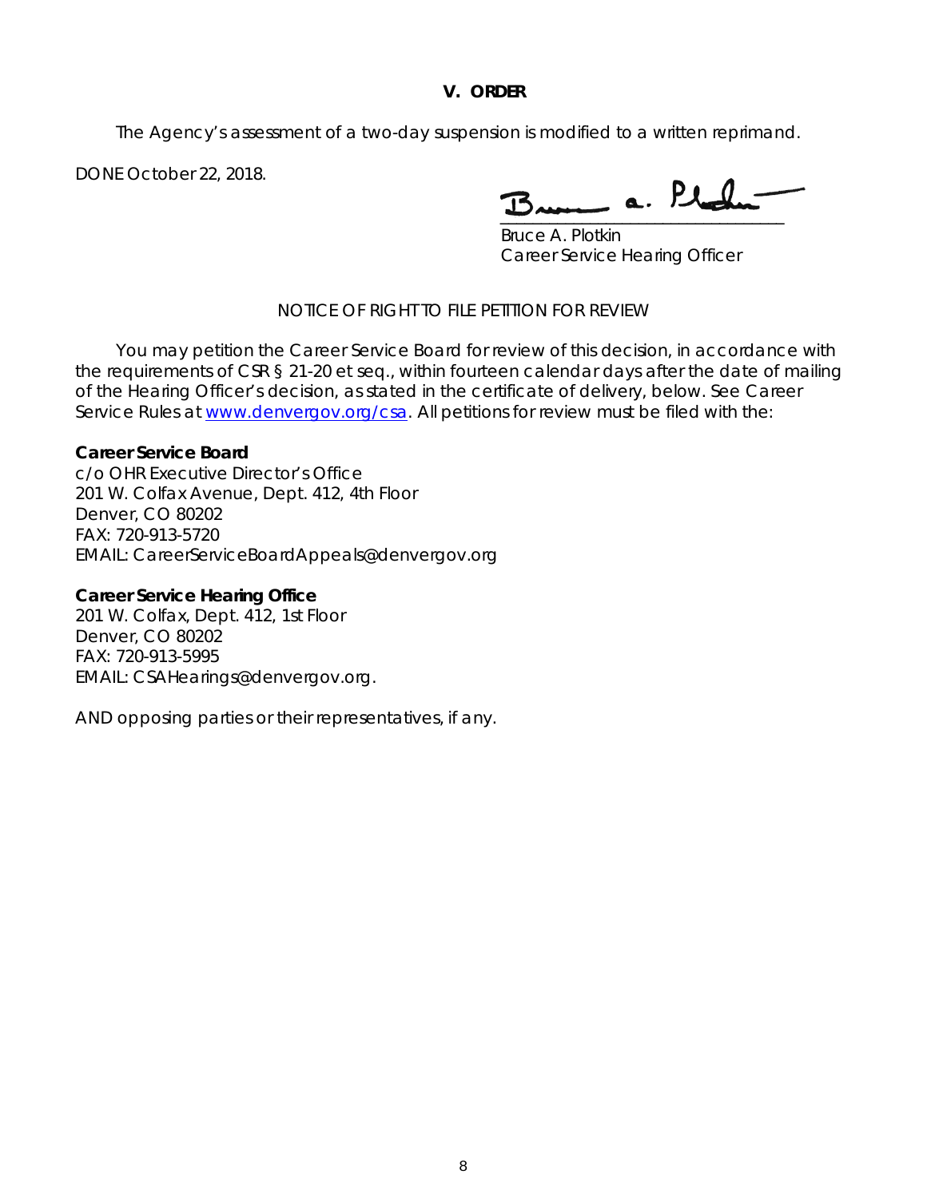## V. ORDER

The Agency's assessment of a two-day suspension is modified to a written reprimand.

DONE October 22, 2018.

Bruce A. Plotkin
Career Service Hearing Officer

NOTICE OF RIGHT TO FILE PETITION FOR REVIEW

You may petition the Career Service Board for review of this decision, in accordance with the requirements of CSR § 21-20 et seq., within fourteen calendar days after the date of mailing of the Hearing Officer's decision, as stated in the certificate of delivery, below. See Career Service Rules at [www.denvergov.org/csa](http://www.denvergov.org/csa). All petitions for review must be filed with the:

**Career Service Board**
c/o OHR Executive Director's Office
201 W. Colfax Avenue, Dept. 412, 4th Floor
Denver, CO 80202
FAX: 720-913-5720
EMAIL: CareerServiceBoardAppeals@denvergov.org

**Career Service Hearing Office**
201 W. Colfax, Dept. 412, 1st Floor
Denver, CO 80202
FAX: 720-913-5995
EMAIL: CSAHearings@denvergov.org.

AND opposing parties or their representatives, if any.